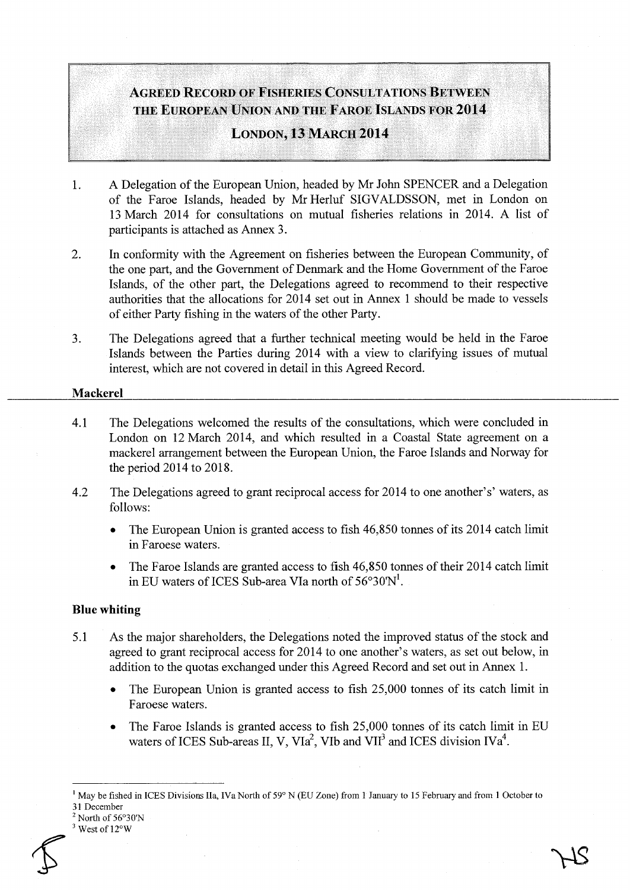# AGREED RECORD OF FISHERIES CONSULTATIONS BETWEEN THE EUROPEAN UNION AND THE FAROE ISLANDS FOR 2014

## LONDON, 13 MARCH 2014

1. A Delegation of the European Union, headed by Mr John SPENCER and a Delegation of the Faroe Islands, headed by Mr Herluf SIGVALDSSON, met in London on 13 March 2014 for consultations on mutual fisheries relations in 2014. A list of participants is attached as Annex 3.

2. In conformity with the Agreement on fisheries between the European Community, of the one part, and the Government of Denmark and the Home Government of the Faroe Islands, of the other part, the Delegations agreed to recommend to their respective authorities that the allocations for 2014 set out in Annex 1 should be made to vessels of either Party fishing in the waters of the other Party.

3. The Delegations agreed that a further technical meeting would be held in the Faroe Islands between the Parties during 2014 with a view to clarifying issues of mutual interest, which are not covered in detail in this Agreed Record.

**Mackerel**

4.1 The Delegations welcomed the results of the consultations, which were concluded in London on 12 March 2014, and which resulted in a Coastal State agreement on a mackerel arrangement between the European Union, the Faroe Islands and Norway for the period 2014 to 2018.

4.2 The Delegations agreed to grant reciprocal access for 2014 to one another's' waters, as follows:

- The European Union is granted access to fish 46,850 tonnes of its 2014 catch limit in Faroese waters.
- The Faroe Islands are granted access to fish 46,850 tonnes of their 2014 catch limit in EU waters of ICES Sub-area VIa north of 56°30'N[1].

**Blue whiting**

5.1 As the major shareholders, the Delegations noted the improved status of the stock and agreed to grant reciprocal access for 2014 to one another's waters, as set out below, in addition to the quotas exchanged under this Agreed Record and set out in Annex 1.

- The European Union is granted access to fish 25,000 tonnes of its catch limit in Faroese waters.
- The Faroe Islands is granted access to fish 25,000 tonnes of its catch limit in EU waters of ICES Sub-areas II, V, VIa[2], VIb and VII[3] and ICES division IVa[4].

---

[1] May be fished in ICES Divisions IIa, IVa North of 59° N (EU Zone) from 1 January to 15 February and from 1 October to 31 December

[2] North of 56°30'N

[3] West of 12°W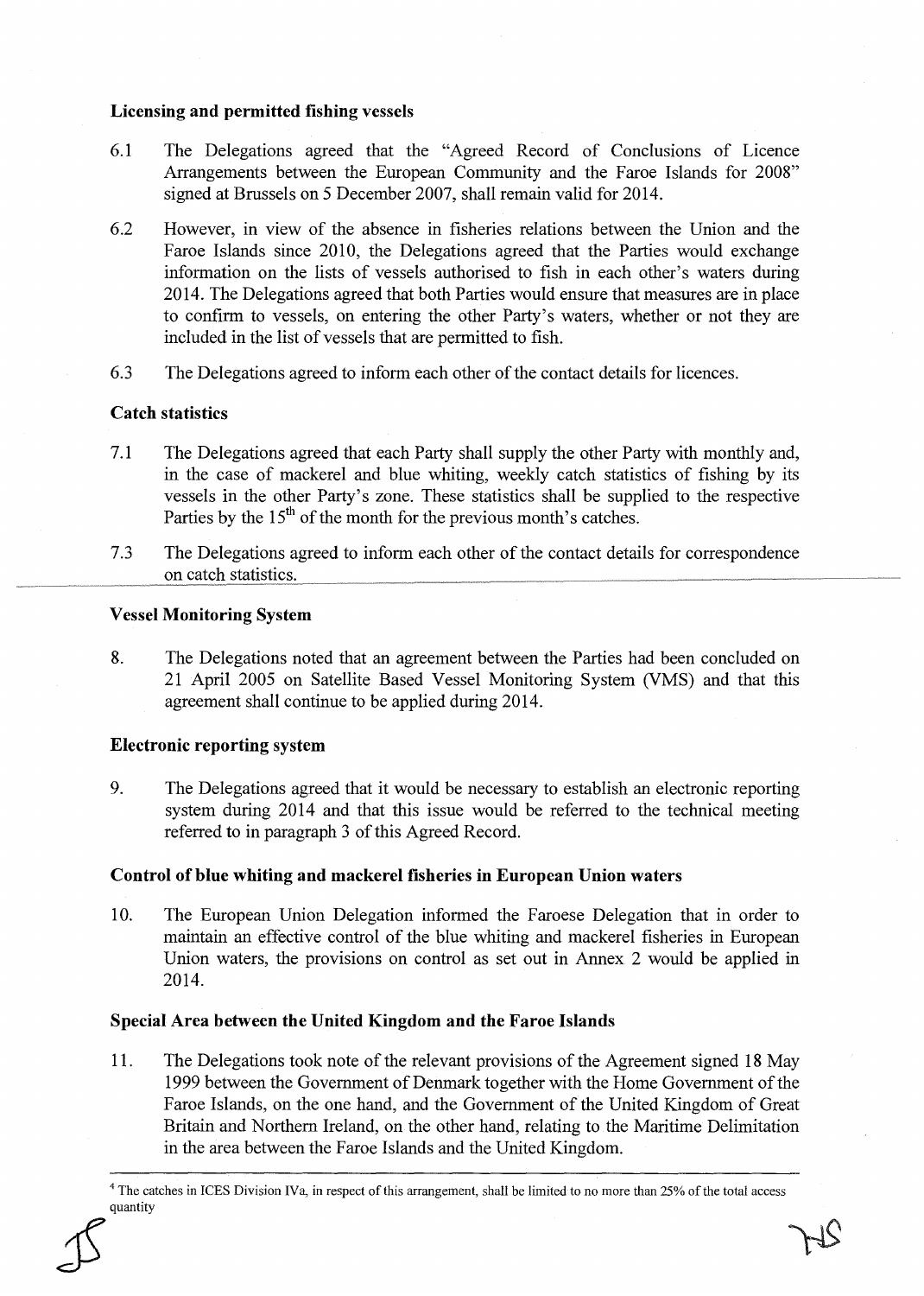**Licensing and permitted fishing vessels**

6.1 The Delegations agreed that the "Agreed Record of Conclusions of Licence Arrangements between the European Community and the Faroe Islands for 2008" signed at Brussels on 5 December 2007, shall remain valid for 2014.

6.2 However, in view of the absence in fisheries relations between the Union and the Faroe Islands since 2010, the Delegations agreed that the Parties would exchange information on the lists of vessels authorised to fish in each other's waters during 2014. The Delegations agreed that both Parties would ensure that measures are in place to confirm to vessels, on entering the other Party's waters, whether or not they are included in the list of vessels that are permitted to fish.

6.3 The Delegations agreed to inform each other of the contact details for licences.

**Catch statistics**

7.1 The Delegations agreed that each Party shall supply the other Party with monthly and, in the case of mackerel and blue whiting, weekly catch statistics of fishing by its vessels in the other Party's zone. These statistics shall be supplied to the respective Parties by the 15th of the month for the previous month's catches.

7.3 The Delegations agreed to inform each other of the contact details for correspondence on catch statistics.

**Vessel Monitoring System**

8. The Delegations noted that an agreement between the Parties had been concluded on 21 April 2005 on Satellite Based Vessel Monitoring System (VMS) and that this agreement shall continue to be applied during 2014.

**Electronic reporting system**

9. The Delegations agreed that it would be necessary to establish an electronic reporting system during 2014 and that this issue would be referred to the technical meeting referred to in paragraph 3 of this Agreed Record.

**Control of blue whiting and mackerel fisheries in European Union waters**

10. The European Union Delegation informed the Faroese Delegation that in order to maintain an effective control of the blue whiting and mackerel fisheries in European Union waters, the provisions on control as set out in Annex 2 would be applied in 2014.

**Special Area between the United Kingdom and the Faroe Islands**

11. The Delegations took note of the relevant provisions of the Agreement signed 18 May 1999 between the Government of Denmark together with the Home Government of the Faroe Islands, on the one hand, and the Government of the United Kingdom of Great Britain and Northern Ireland, on the other hand, relating to the Maritime Delimitation in the area between the Faroe Islands and the United Kingdom.

---

[4] The catches in ICES Division IVa, in respect of this arrangement, shall be limited to no more than 25% of the total access quantity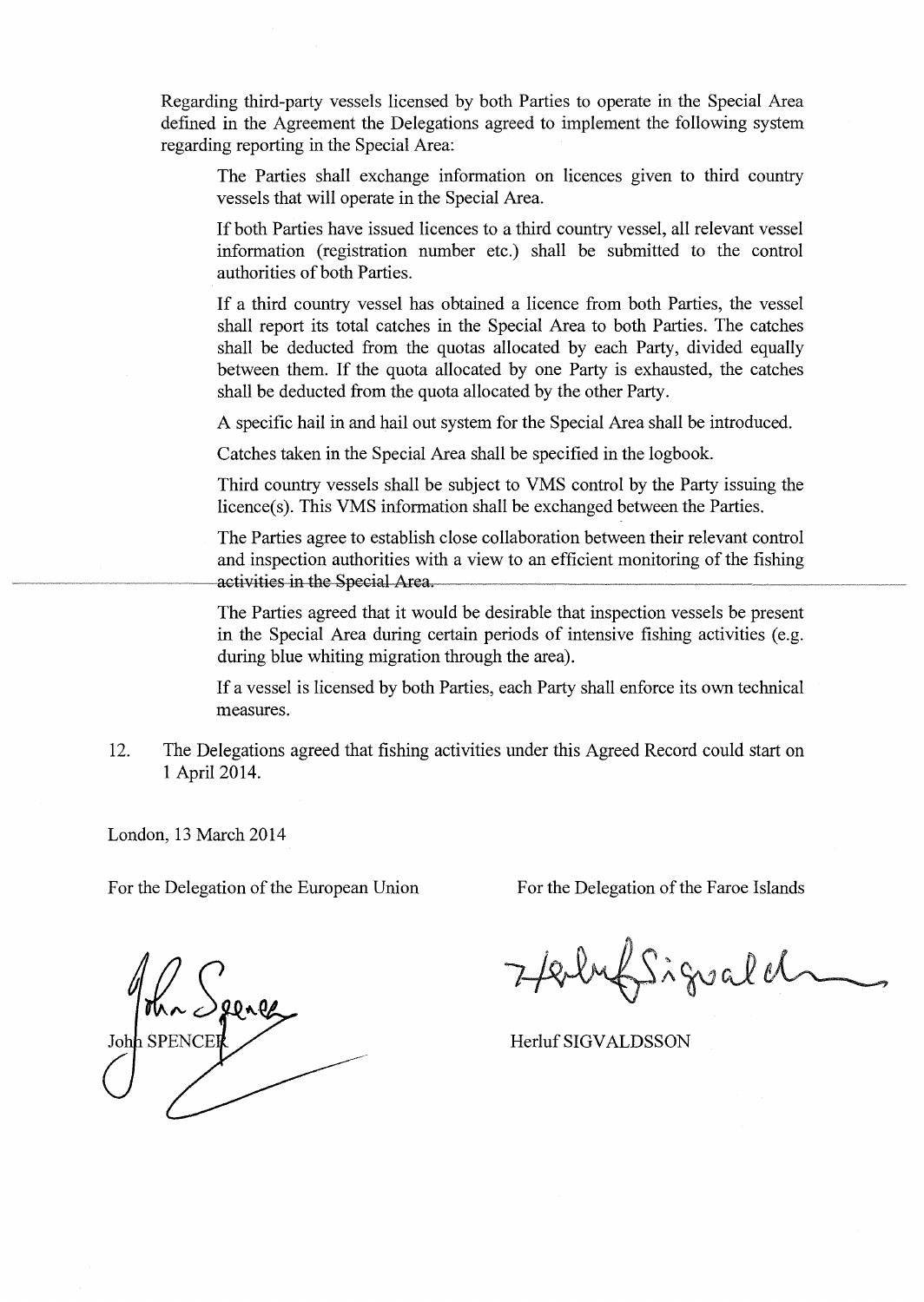Regarding third-party vessels licensed by both Parties to operate in the Special Area defined in the Agreement the Delegations agreed to implement the following system regarding reporting in the Special Area:

> The Parties shall exchange information on licences given to third country vessels that will operate in the Special Area.
>
> If both Parties have issued licences to a third country vessel, all relevant vessel information (registration number etc.) shall be submitted to the control authorities of both Parties.
>
> If a third country vessel has obtained a licence from both Parties, the vessel shall report its total catches in the Special Area to both Parties. The catches shall be deducted from the quotas allocated by each Party, divided equally between them. If the quota allocated by one Party is exhausted, the catches shall be deducted from the quota allocated by the other Party.
>
> A specific hail in and hail out system for the Special Area shall be introduced.
>
> Catches taken in the Special Area shall be specified in the logbook.
>
> Third country vessels shall be subject to VMS control by the Party issuing the licence(s). This VMS information shall be exchanged between the Parties.
>
> The Parties agree to establish close collaboration between their relevant control and inspection authorities with a view to an efficient monitoring of the fishing activities in the Special Area.
>
> The Parties agreed that it would be desirable that inspection vessels be present in the Special Area during certain periods of intensive fishing activities (e.g. during blue whiting migration through the area).
>
> If a vessel is licensed by both Parties, each Party shall enforce its own technical measures.

12. The Delegations agreed that fishing activities under this Agreed Record could start on 1 April 2014.

London, 13 March 2014

For the Delegation of the European Union

John SPENCER

For the Delegation of the Faroe Islands

Herluf SIGVALDSSON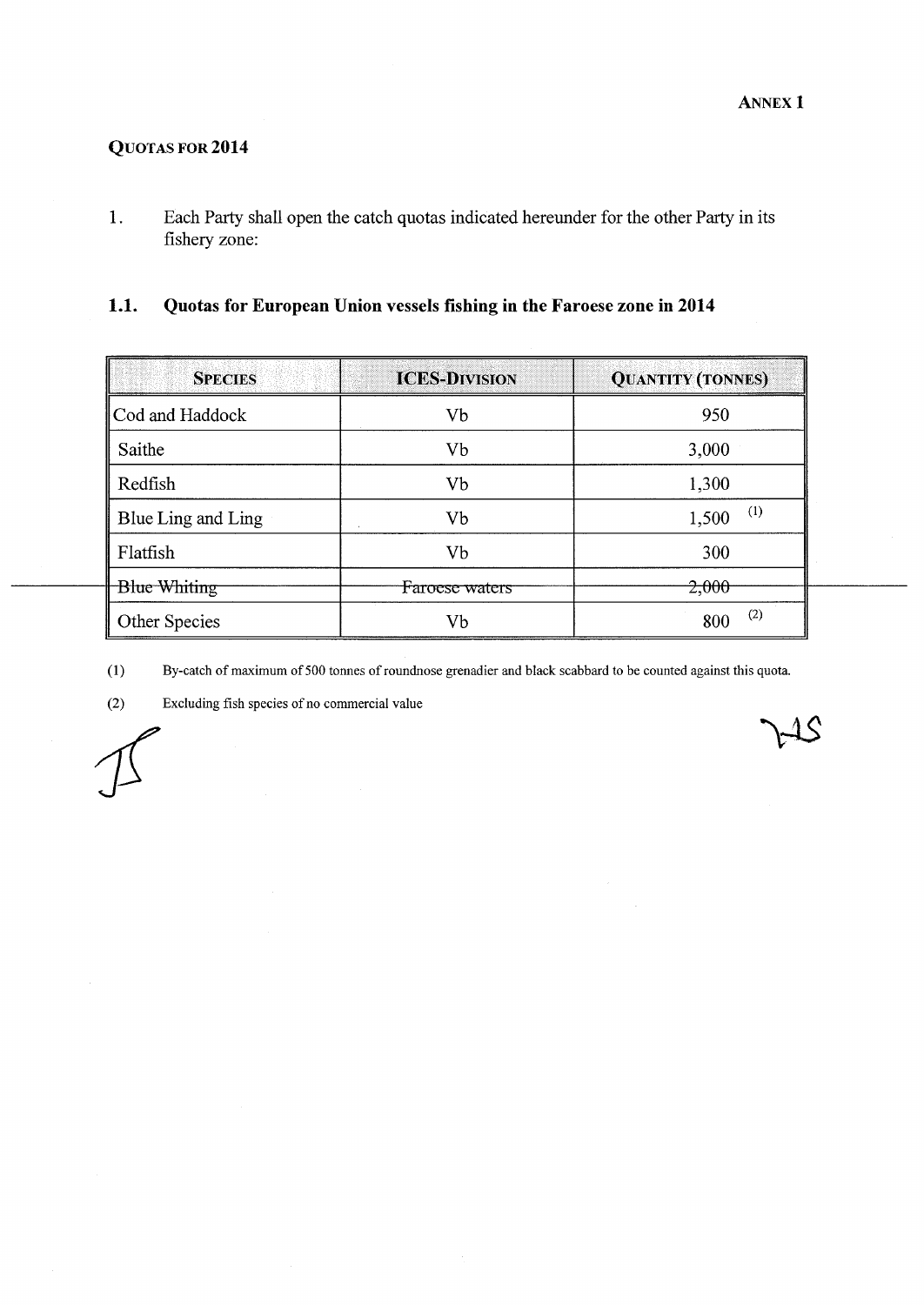**ANNEX 1**

**QUOTAS FOR 2014**

1. Each Party shall open the catch quotas indicated hereunder for the other Party in its fishery zone:

### 1.1. Quotas for European Union vessels fishing in the Faroese zone in 2014

| SPECIES | ICES-DIVISION | QUANTITY (TONNES) |
|---|---|---|
| Cod and Haddock | Vb | 950 |
| Saithe | Vb | 3,000 |
| Redfish | Vb | 1,300 |
| Blue Ling and Ling | Vb | 1,500 (1) |
| Flatfish | Vb | 300 |
| ~~Blue Whiting~~ | ~~Faroese waters~~ | ~~2,000~~ |
| Other Species | Vb | 800 (2) |

(1) By-catch of maximum of 500 tonnes of roundnose grenadier and black scabbard to be counted against this quota.

(2) Excluding fish species of no commercial value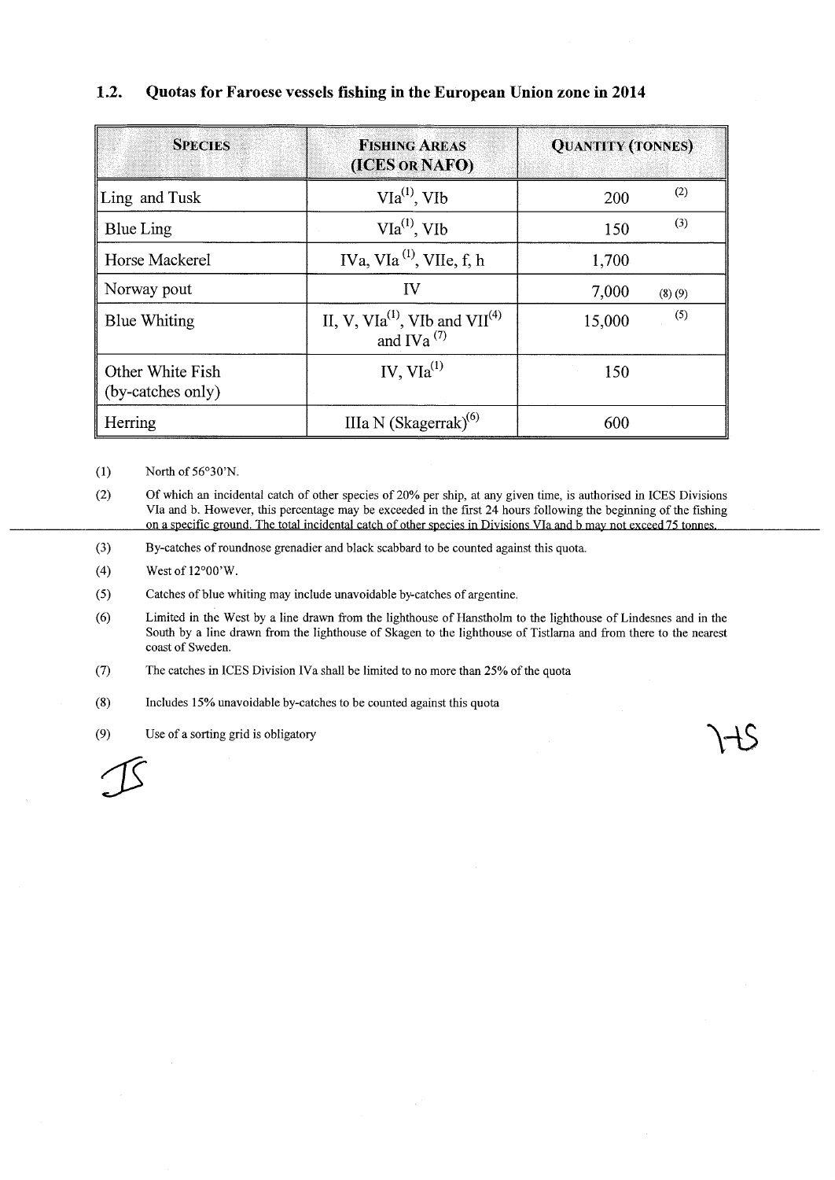## 1.2. Quotas for Faroese vessels fishing in the European Union zone in 2014

| SPECIES | FISHING AREAS (ICES OR NAFO) | QUANTITY (TONNES) |
|---|---|---|
| Ling and Tusk | VIa[1], VIb | 200 [2] |
| Blue Ling | VIa[1], VIb | 150 [3] |
| Horse Mackerel | IVa, VIa [1], VIIe, f, h | 1,700 |
| Norway pout | IV | 7,000 [8] [9] |
| Blue Whiting | II, V, VIa[1], VIb and VII[4] and IVa [7] | 15,000 [5] |
| Other White Fish (by-catches only) | IV, VIa[1] | 150 |
| Herring | IIIa N (Skagerrak)[6] | 600 |

(1) North of 56°30'N.

(2) Of which an incidental catch of other species of 20% per ship, at any given time, is authorised in ICES Divisions VIa and b. However, this percentage may be exceeded in the first 24 hours following the beginning of the fishing on a specific ground. The total incidental catch of other species in Divisions VIa and b may not exceed 75 tonnes.

(3) By-catches of roundnose grenadier and black scabbard to be counted against this quota.

(4) West of 12°00'W.

(5) Catches of blue whiting may include unavoidable by-catches of argentine.

(6) Limited in the West by a line drawn from the lighthouse of Hanstholm to the lighthouse of Lindesnes and in the South by a line drawn from the lighthouse of Skagen to the lighthouse of Tistlarna and from there to the nearest coast of Sweden.

(7) The catches in ICES Division IVa shall be limited to no more than 25% of the quota

(8) Includes 15% unavoidable by-catches to be counted against this quota

(9) Use of a sorting grid is obligatory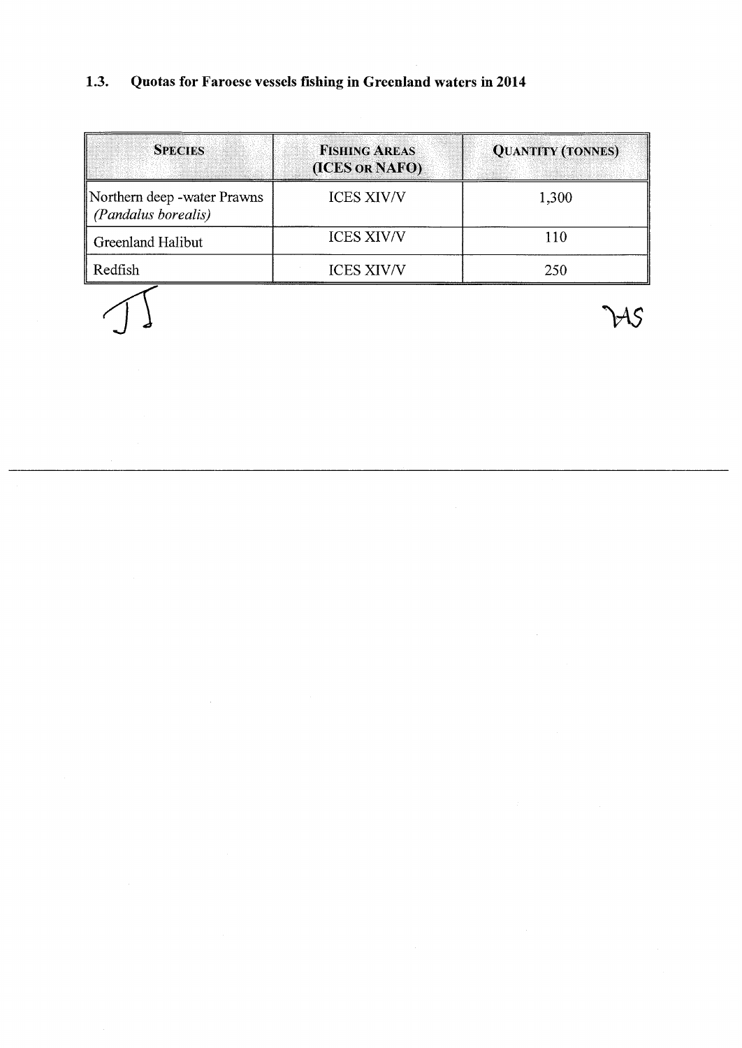### 1.3. Quotas for Faroese vessels fishing in Greenland waters in 2014

| SPECIES | FISHING AREAS (ICES OR NAFO) | QUANTITY (TONNES) |
|---|---|---|
| Northern deep -water Prawns *(Pandalus borealis)* | ICES XIV/V | 1,300 |
| Greenland Halibut | ICES XIV/V | 110 |
| Redfish | ICES XIV/V | 250 |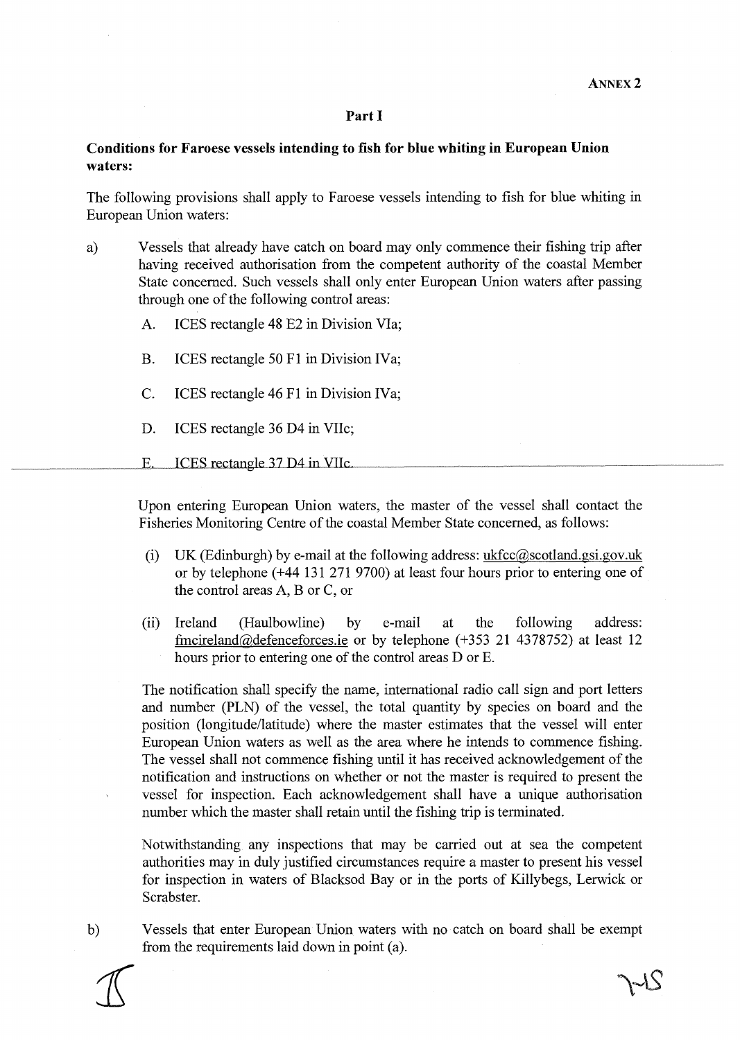**ANNEX 2**

**Part I**

**Conditions for Faroese vessels intending to fish for blue whiting in European Union waters:**

The following provisions shall apply to Faroese vessels intending to fish for blue whiting in European Union waters:

a) Vessels that already have catch on board may only commence their fishing trip after having received authorisation from the competent authority of the coastal Member State concerned. Such vessels shall only enter European Union waters after passing through one of the following control areas:

   A. ICES rectangle 48 E2 in Division VIa;

   B. ICES rectangle 50 F1 in Division IVa;

   C. ICES rectangle 46 F1 in Division IVa;

   D. ICES rectangle 36 D4 in VIIc;

   E. ICES rectangle 37 D4 in VIIc.

   Upon entering European Union waters, the master of the vessel shall contact the Fisheries Monitoring Centre of the coastal Member State concerned, as follows:

   (i) UK (Edinburgh) by e-mail at the following address: ukfcc@scotland.gsi.gov.uk or by telephone (+44 131 271 9700) at least four hours prior to entering one of the control areas A, B or C, or

   (ii) Ireland (Haulbowline) by e-mail at the following address: fmcireland@defenceforces.ie or by telephone (+353 21 4378752) at least 12 hours prior to entering one of the control areas D or E.

   The notification shall specify the name, international radio call sign and port letters and number (PLN) of the vessel, the total quantity by species on board and the position (longitude/latitude) where the master estimates that the vessel will enter European Union waters as well as the area where he intends to commence fishing. The vessel shall not commence fishing until it has received acknowledgement of the notification and instructions on whether or not the master is required to present the vessel for inspection. Each acknowledgement shall have a unique authorisation number which the master shall retain until the fishing trip is terminated.

   Notwithstanding any inspections that may be carried out at sea the competent authorities may in duly justified circumstances require a master to present his vessel for inspection in waters of Blacksod Bay or in the ports of Killybegs, Lerwick or Scrabster.

b) Vessels that enter European Union waters with no catch on board shall be exempt from the requirements laid down in point (a).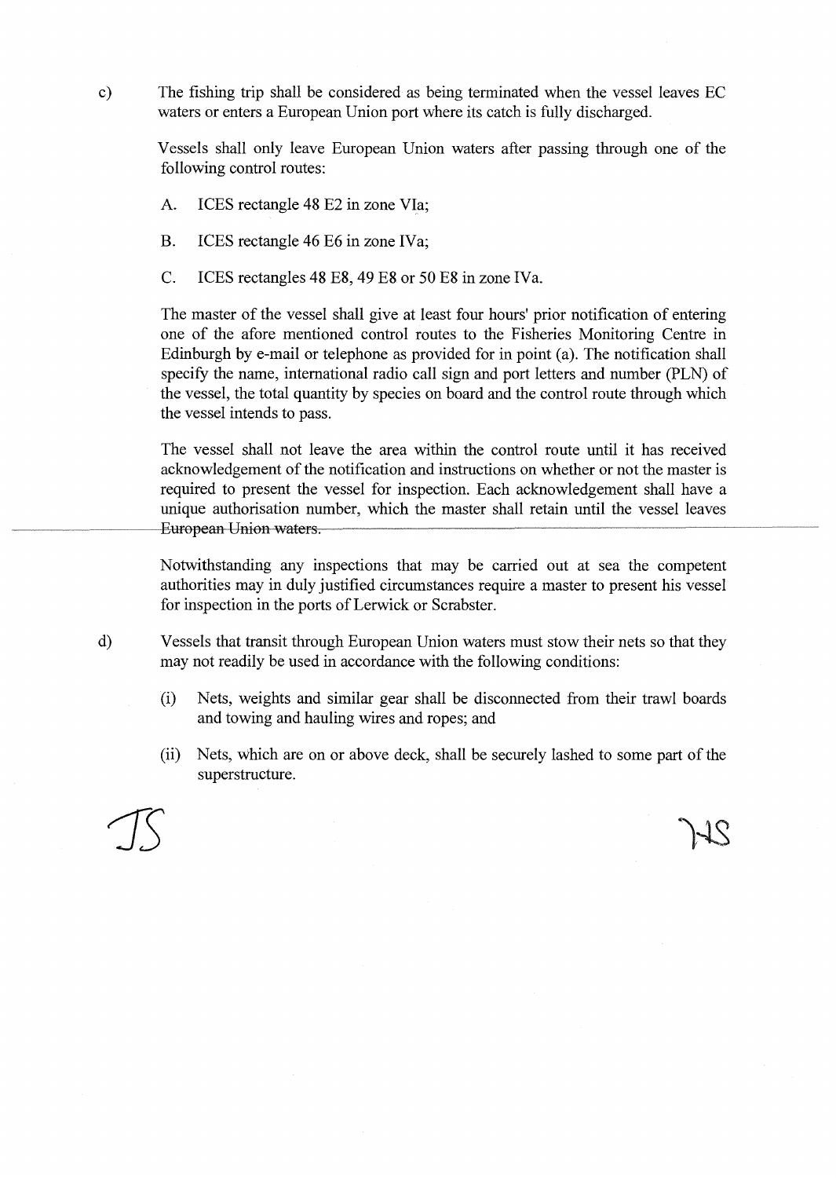c) The fishing trip shall be considered as being terminated when the vessel leaves EC waters or enters a European Union port where its catch is fully discharged.

   Vessels shall only leave European Union waters after passing through one of the following control routes:

   A. ICES rectangle 48 E2 in zone VIa;

   B. ICES rectangle 46 E6 in zone IVa;

   C. ICES rectangles 48 E8, 49 E8 or 50 E8 in zone IVa.

   The master of the vessel shall give at least four hours' prior notification of entering one of the afore mentioned control routes to the Fisheries Monitoring Centre in Edinburgh by e-mail or telephone as provided for in point (a). The notification shall specify the name, international radio call sign and port letters and number (PLN) of the vessel, the total quantity by species on board and the control route through which the vessel intends to pass.

   The vessel shall not leave the area within the control route until it has received acknowledgement of the notification and instructions on whether or not the master is required to present the vessel for inspection. Each acknowledgement shall have a unique authorisation number, which the master shall retain until the vessel leaves European Union waters.

   Notwithstanding any inspections that may be carried out at sea the competent authorities may in duly justified circumstances require a master to present his vessel for inspection in the ports of Lerwick or Scrabster.

d) Vessels that transit through European Union waters must stow their nets so that they may not readily be used in accordance with the following conditions:

   (i) Nets, weights and similar gear shall be disconnected from their trawl boards and towing and hauling wires and ropes; and

   (ii) Nets, which are on or above deck, shall be securely lashed to some part of the superstructure.

JS HS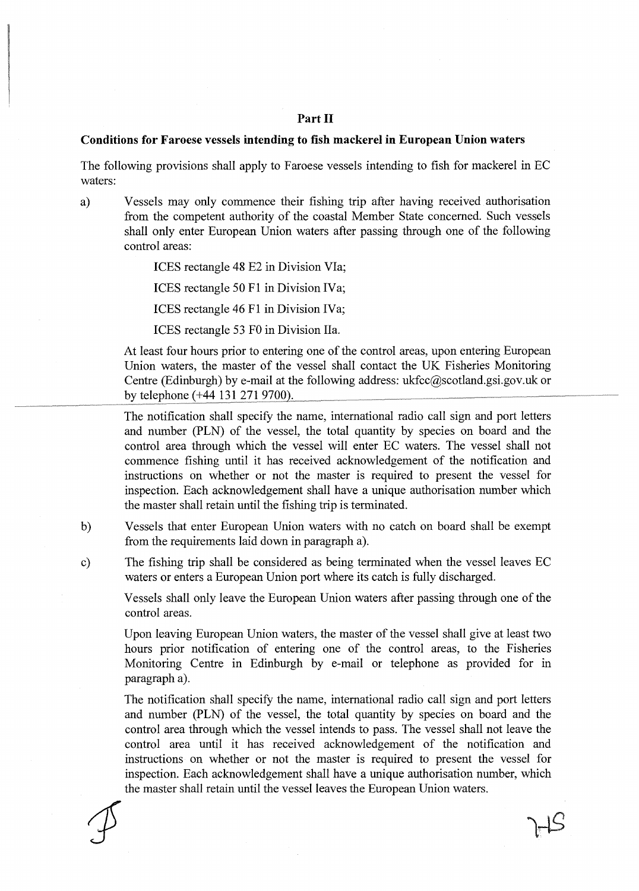## Part II

### Conditions for Faroese vessels intending to fish mackerel in European Union waters

The following provisions shall apply to Faroese vessels intending to fish for mackerel in EC waters:

a) Vessels may only commence their fishing trip after having received authorisation from the competent authority of the coastal Member State concerned. Such vessels shall only enter European Union waters after passing through one of the following control areas:

ICES rectangle 48 E2 in Division VIa;

ICES rectangle 50 F1 in Division IVa;

ICES rectangle 46 F1 in Division IVa;

ICES rectangle 53 F0 in Division IIa.

At least four hours prior to entering one of the control areas, upon entering European Union waters, the master of the vessel shall contact the UK Fisheries Monitoring Centre (Edinburgh) by e-mail at the following address: ukfcc@scotland.gsi.gov.uk or by telephone (+44 131 271 9700).

The notification shall specify the name, international radio call sign and port letters and number (PLN) of the vessel, the total quantity by species on board and the control area through which the vessel will enter EC waters. The vessel shall not commence fishing until it has received acknowledgement of the notification and instructions on whether or not the master is required to present the vessel for inspection. Each acknowledgement shall have a unique authorisation number which the master shall retain until the fishing trip is terminated.

b) Vessels that enter European Union waters with no catch on board shall be exempt from the requirements laid down in paragraph a).

c) The fishing trip shall be considered as being terminated when the vessel leaves EC waters or enters a European Union port where its catch is fully discharged.

Vessels shall only leave the European Union waters after passing through one of the control areas.

Upon leaving European Union waters, the master of the vessel shall give at least two hours prior notification of entering one of the control areas, to the Fisheries Monitoring Centre in Edinburgh by e-mail or telephone as provided for in paragraph a).

The notification shall specify the name, international radio call sign and port letters and number (PLN) of the vessel, the total quantity by species on board and the control area through which the vessel intends to pass. The vessel shall not leave the control area until it has received acknowledgement of the notification and instructions on whether or not the master is required to present the vessel for inspection. Each acknowledgement shall have a unique authorisation number, which the master shall retain until the vessel leaves the European Union waters.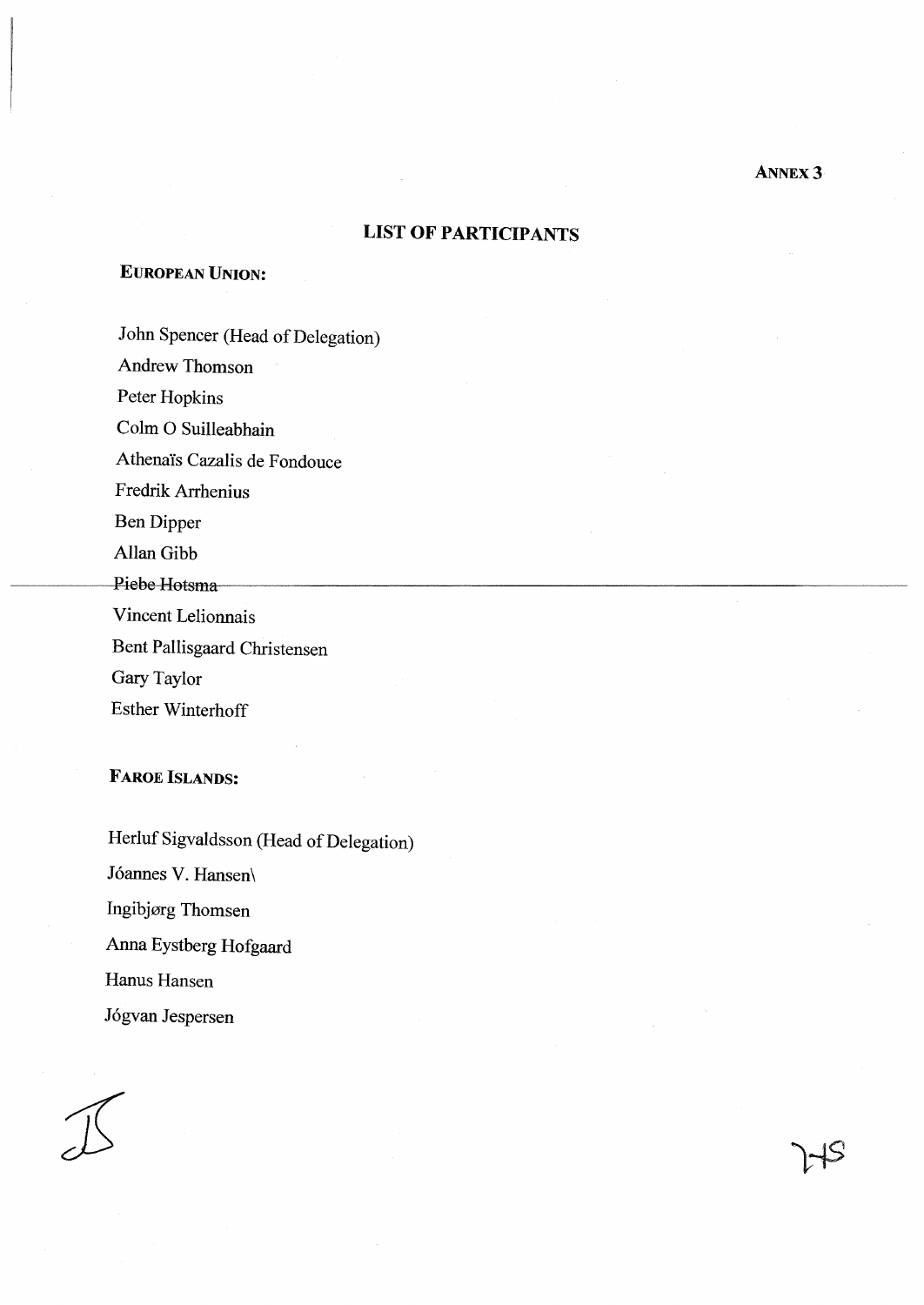**ANNEX 3**

## LIST OF PARTICIPANTS

### EUROPEAN UNION:

John Spencer (Head of Delegation)

Andrew Thomson

Peter Hopkins

Colm O Suilleabhain

Athenaïs Cazalis de Fondouce

Fredrik Arrhenius

Ben Dipper

Allan Gibb

~~Piebe Hotsma~~

Vincent Lelionnais

Bent Pallisgaard Christensen

Gary Taylor

Esther Winterhoff

### FAROE ISLANDS:

Herluf Sigvaldsson (Head of Delegation)

Jóannes V. Hansen\

Ingibjørg Thomsen

Anna Eystberg Hofgaard

Hanus Hansen

Jógvan Jespersen